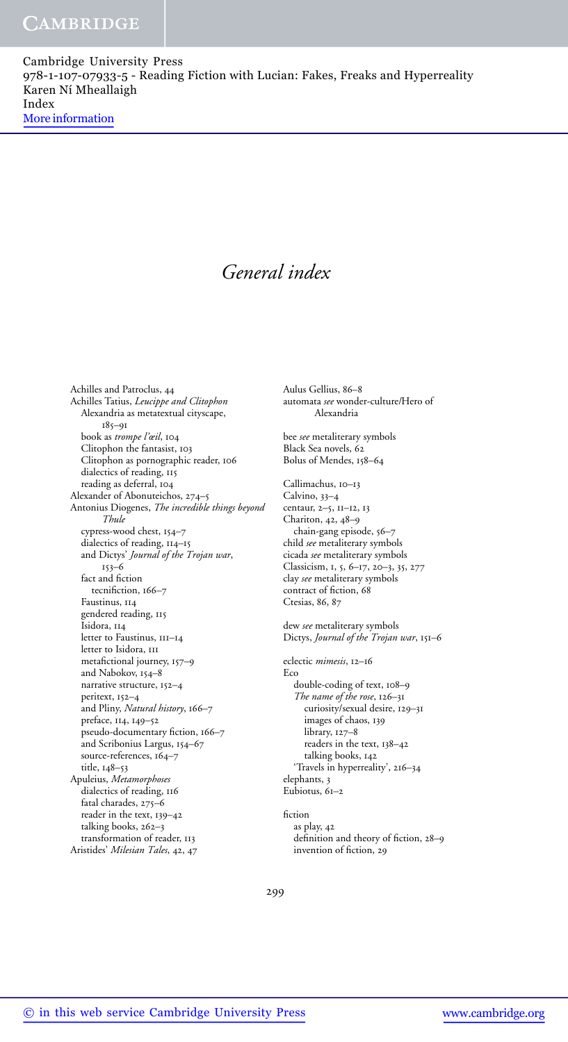# General index

Achilles and Patroclus, 44
Achilles Tatius, *Leucippe and Clitophon*
- Alexandria as metatextual cityscape, 185–91
- book as *trompe l'œil*, 104
- Clitophon the fantasist, 103
- Clitophon as pornographic reader, 106
- dialectics of reading, 115
- reading as deferral, 104

Alexander of Abonuteichos, 274–5
Antonius Diogenes, *The incredible things beyond Thule*
- cypress-wood chest, 154–7
- dialectics of reading, 114–15
- and Dictys' *Journal of the Trojan war*, 153–6
- fact and fiction
  - tecnifiction, 166–7
- Faustinus, 114
- gendered reading, 115
- Isidora, 114
- letter to Faustinus, 111–14
- letter to Isidora, 111
- metafictional journey, 157–9
- and Nabokov, 154–8
- narrative structure, 152–4
- peritext, 152–4
- and Pliny, *Natural history*, 166–7
- preface, 114, 149–52
- pseudo-documentary fiction, 166–7
- and Scribonius Largus, 154–67
- source-references, 164–7
- title, 148–53

Apuleius, *Metamorphoses*
- dialectics of reading, 116
- fatal charades, 275–6
- reader in the text, 139–42
- talking books, 262–3
- transformation of reader, 113

Aristides' *Milesian Tales*, 42, 47

Aulus Gellius, 86–8
automata *see* wonder-culture/Hero of Alexandria

bee *see* metaliterary symbols
Black Sea novels, 62
Bolus of Mendes, 158–64

Callimachus, 10–13
Calvino, 33–4
centaur, 2–5, 11–12, 13
Chariton, 42, 48–9
- chain-gang episode, 56–7

child *see* metaliterary symbols
cicada *see* metaliterary symbols
Classicism, 1, 5, 6–17, 20–3, 35, 277
clay *see* metaliterary symbols
contract of fiction, 68
Ctesias, 86, 87

dew *see* metaliterary symbols
Dictys, *Journal of the Trojan war*, 151–6

eclectic *mimesis*, 12–16
Eco
- double-coding of text, 108–9
- *The name of the rose*, 126–31
  - curiosity/sexual desire, 129–31
  - images of chaos, 139
  - library, 127–8
  - readers in the text, 138–42
  - talking books, 142
- 'Travels in hyperreality', 216–34

elephants, 3
Eubiotus, 61–2

fiction
- as play, 42
- definition and theory of fiction, 28–9
- invention of fiction, 29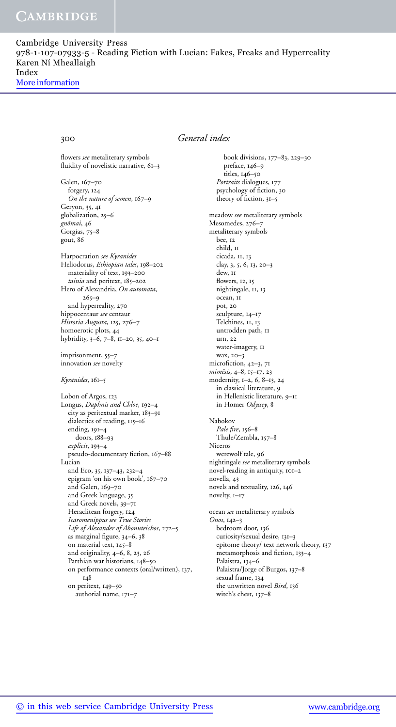# General index

flowers *see* metaliterary symbols
fluidity of novelistic narrative, 61–3

Galen, 167–70
  forgery, 124
  *On the nature of semen*, 167–9
Geryon, 35, 41
globalization, 25–6
*gnōmai*, 46
Gorgias, 75–8
gout, 86

Harpocration *see Kyranides*
Heliodorus, *Ethiopian tales*, 198–202
  materiality of text, 193–200
  *tainia* and peritext, 185–202
Hero of Alexandria, *On automata*, 265–9
  and hyperreality, 270
hippocentaur *see* centaur
*Historia Augusta*, 125, 276–7
homoerotic plots, 44
hybridity, 3–6, 7–8, 11–20, 35, 40–1

imprisonment, 55–7
innovation *see* novelty

*Kyranides*, 161–5

Lobon of Argos, 123
Longus, *Daphnis and Chloe*, 192–4
  city as peritextual marker, 183–91
  dialectics of reading, 115–16
  ending, 191–4
    doors, 188–93
  *explicit*, 193–4
  pseudo-documentary fiction, 167–88
Lucian
  and Eco, 35, 137–43, 232–4
  epigram 'on his own book', 167–70
  and Galen, 169–70
  and Greek language, 35
  and Greek novels, 39–71
  Heraclitean forgery, 124
  *Icaromenippus see True Stories*
  *Life of Alexander of Abonuteichos*, 272–5
  as marginal figure, 34–6, 38
  on material text, 145–8
  and originality, 4–6, 8, 23, 26
  Parthian war historians, 148–50
  on performance contexts (oral/written), 137, 148
  on peritext, 149–50
    authorial name, 171–7
    book divisions, 177–83, 229–30
    preface, 146–9
    titles, 146–50
  *Portraits* dialogues, 177
  psychology of fiction, 30
  theory of fiction, 31–5

meadow *see* metaliterary symbols
Mesomedes, 276–7
metaliterary symbols
  bee, 12
  child, 11
  cicada, 11, 13
  clay, 3, 5, 6, 13, 20–3
  dew, 11
  flowers, 12, 15
  nightingale, 11, 13
  ocean, 11
  pot, 20
  sculpture, 14–17
  Telchines, 11, 13
  untrodden path, 11
  urn, 22
  water-imagery, 11
  wax, 20–3
microfiction, 42–3, 71
*mimēsis*, 4–8, 15–17, 23
modernity, 1–2, 6, 8–13, 24
  in classical literature, 9
  in Hellenistic literature, 9–11
  in Homer *Odyssey*, 8

Nabokov
  *Pale fire*, 156–8
  Thule/Zembla, 157–8
Niceros
  werewolf tale, 96
nightingale *see* metaliterary symbols
novel-reading in antiquity, 101–2
novella, 43
novels and textuality, 126, 146
novelty, 1–17

ocean *see* metaliterary symbols
*Onos*, 142–3
  bedroom door, 136
  curiosity/sexual desire, 131–3
  epitome theory/ text network theory, 137
  metamorphosis and fiction, 133–4
  Palaistra, 134–6
  Palaistra/Jorge of Burgos, 137–8
  sexual frame, 134
  the unwritten novel *Bird*, 136
  witch's chest, 137–8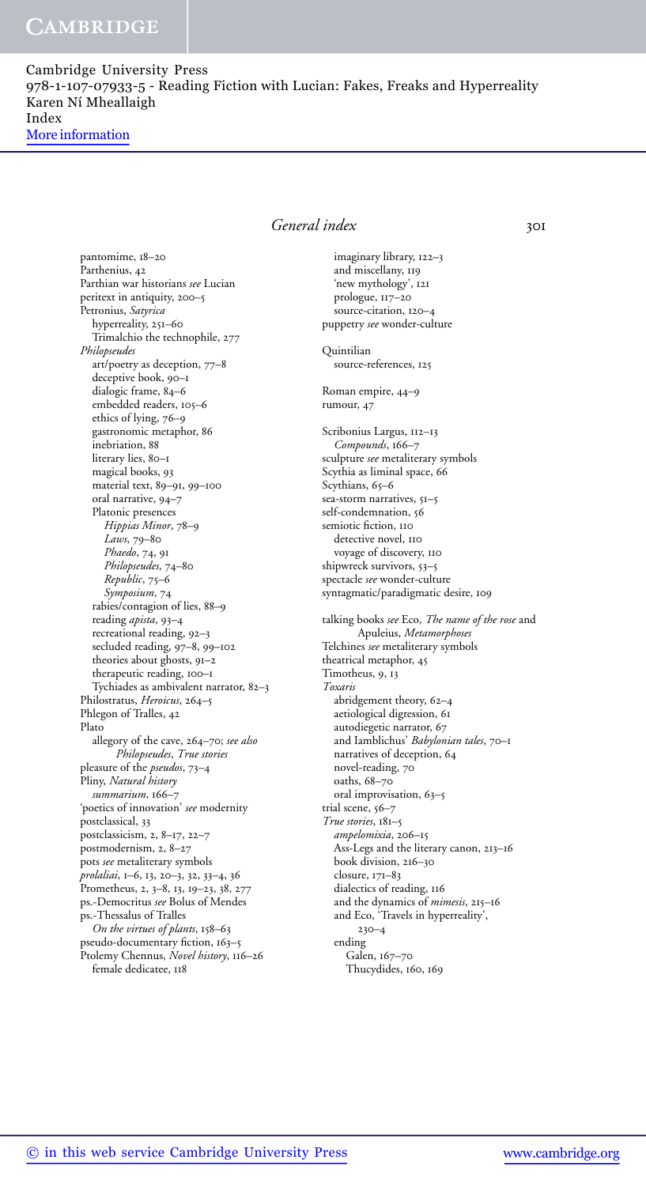pantomime, 18–20
Parthenius, 42
Parthian war historians *see* Lucian
peritext in antiquity, 200–5
Petronius, *Satyrica*
  hyperreality, 251–60
  Trimalchio the technophile, 277
*Philopseudes*
  art/poetry as deception, 77–8
  deceptive book, 90–1
  dialogic frame, 84–6
  embedded readers, 105–6
  ethics of lying, 76–9
  gastronomic metaphor, 86
  inebriation, 88
  literary lies, 80–1
  magical books, 93
  material text, 89–91, 99–100
  oral narrative, 94–7
  Platonic presences
    *Hippias Minor*, 78–9
    *Laws*, 79–80
    *Phaedo*, 74, 91
    *Philopseudes*, 74–80
    *Republic*, 75–6
    *Symposium*, 74
  rabies/contagion of lies, 88–9
  reading *apista*, 93–4
  recreational reading, 92–3
  secluded reading, 97–8, 99–102
  theories about ghosts, 91–2
  therapeutic reading, 100–1
  Tychiades as ambivalent narrator, 82–3
Philostratus, *Heroicus*, 264–5
Phlegon of Tralles, 42
Plato
  allegory of the cave, 264–70; *see also* *Philopseudes*, *True stories*
pleasure of the *pseudos*, 73–4
Pliny, *Natural history*
  *summarium*, 166–7
'poetics of innovation' *see* modernity
postclassical, 33
postclassicism, 2, 8–17, 22–7
postmodernism, 2, 8–27
pots *see* metaliterary symbols
*prolaliai*, 1–6, 13, 20–3, 32, 33–4, 36
Prometheus, 2, 3–8, 13, 19–23, 38, 277
ps.-Democritus *see* Bolus of Mendes
ps.-Thessalus of Tralles
  *On the virtues of plants*, 158–63
pseudo-documentary fiction, 163–5
Ptolemy Chennus, *Novel history*, 116–26
  female dedicatee, 118
  imaginary library, 122–3
  and miscellany, 119
  'new mythology', 121
  prologue, 117–20
  source-citation, 120–4
puppetry *see* wonder-culture

Quintilian
  source-references, 125

Roman empire, 44–9
rumour, 47

Scribonius Largus, 112–13
  *Compounds*, 166–7
sculpture *see* metaliterary symbols
Scythia as liminal space, 66
Scythians, 65–6
sea-storm narratives, 51–5
self-condemnation, 56
semiotic fiction, 110
  detective novel, 110
  voyage of discovery, 110
shipwreck survivors, 53–5
spectacle *see* wonder-culture
syntagmatic/paradigmatic desire, 109

talking books *see* Eco, *The name of the rose* and Apuleius, *Metamorphoses*
Telchines *see* metaliterary symbols
theatrical metaphor, 45
Timotheus, 9, 13
*Toxaris*
  abridgement theory, 62–4
  aetiological digression, 61
  autodiegetic narrator, 67
  and Iamblichus' *Babylonian tales*, 70–1
  narratives of deception, 64
  novel-reading, 70
  oaths, 68–70
  oral improvisation, 63–5
trial scene, 56–7
*True stories*, 181–5
  *ampelomixia*, 206–15
  Ass-Legs and the literary canon, 213–16
  book division, 216–30
  closure, 171–83
  dialectics of reading, 116
  and the dynamics of *mimesis*, 215–16
  and Eco, 'Travels in hyperreality', 230–4
  ending
    Galen, 167–70
    Thucydides, 160, 169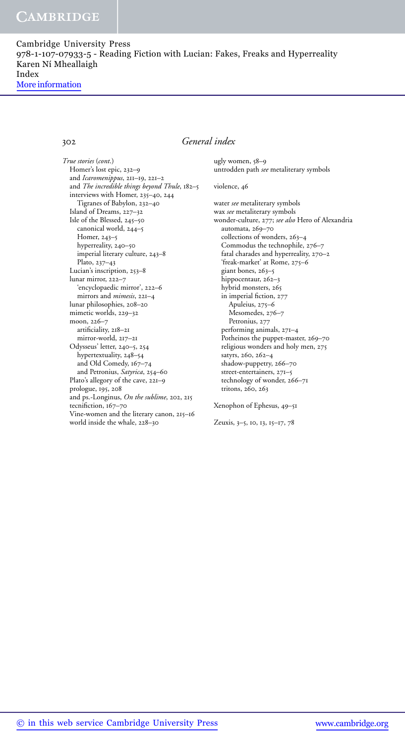## General index

*True stories* (*cont*.)
- Homer's lost epic, 232–9
- and *Icaromenippus*, 211–19, 221–2
- and *The incredible things beyond Thule*, 182–5
- interviews with Homer, 235–40, 244
  - Tigranes of Babylon, 232–40
- Island of Dreams, 227–32
- Isle of the Blessed, 245–50
  - canonical world, 244–5
  - Homer, 243–5
  - hyperreality, 240–50
  - imperial literary culture, 243–8
  - Plato, 237–43
- Lucian's inscription, 253–8
- lunar mirror, 222–7
  - 'encyclopaedic mirror', 222–6
  - mirrors and *mimesis*, 221–4
- lunar philosophies, 208–20
- mimetic worlds, 229–32
- moon, 226–7
  - artificiality, 218–21
  - mirror-world, 217–21
- Odysseus' letter, 240–5, 254
  - hypertextuality, 248–54
  - and Old Comedy, 167–74
  - and Petronius, *Satyrica*, 254–60
- Plato's allegory of the cave, 221–9
- prologue, 195, 208
- and ps.-Longinus, *On the sublime*, 202, 215
- tecnifiction, 167–70
- Vine-women and the literary canon, 215–16
- world inside the whale, 228–30

ugly women, 58–9
untrodden path *see* metaliterary symbols

violence, 46

water *see* metaliterary symbols
wax *see* metaliterary symbols
wonder-culture, 277; *see also* Hero of Alexandria
- automata, 269–70
- collections of wonders, 263–4
- Commodus the technophile, 276–7
- fatal charades and hyperreality, 270–2
- 'freak-market' at Rome, 275–6
- giant bones, 263–5
- hippocentaur, 262–3
- hybrid monsters, 265
- in imperial fiction, 277
  - Apuleius, 275–6
  - Mesomedes, 276–7
  - Petronius, 277
- performing animals, 271–4
- Potheinos the puppet-master, 269–70
- religious wonders and holy men, 275
- satyrs, 260, 262–4
- shadow-puppetry, 266–70
- street-entertainers, 271–5
- technology of wonder, 266–71
- tritons, 260, 263

Xenophon of Ephesus, 49–51

Zeuxis, 3–5, 10, 13, 15–17, 78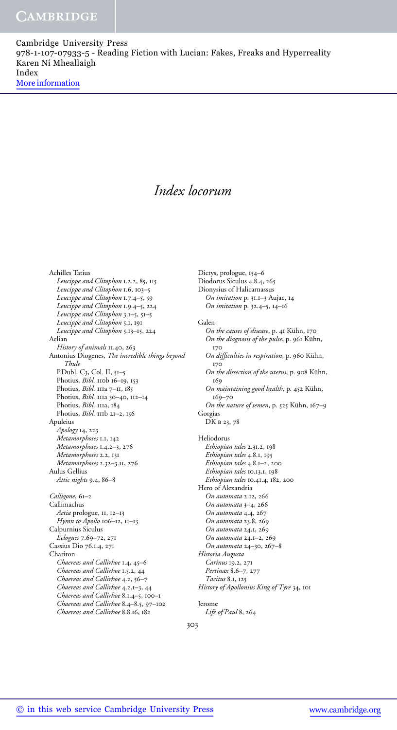# Index locorum

Achilles Tatius
*Leucippe and Clitophon* 1.2.2, 85, 115
*Leucippe and Clitophon* 1.6, 103–5
*Leucippe and Clitophon* 1.7.4–5, 59
*Leucippe and Clitophon* 1.9.4–5, 224
*Leucippe and Clitophon* 3.1–5, 51–5
*Leucippe and Clitophon* 5.1, 191
*Leucippe and Clitophon* 5.13–15, 224

Aelian
*History of animals* 11.40, 263

Antonius Diogenes, *The incredible things beyond Thule*
P.Dubl. C3, Col. II, 51–5
Photius, *Bibl.* 110b 16–19, 153
Photius, *Bibl.* 111a 7–11, 185
Photius, *Bibl.* 111a 30–40, 112–14
Photius, *Bibl.* 111a, 184
Photius, *Bibl.* 111b 21–2, 156

Apuleius
*Apology* 14, 223
*Metamorphoses* 1.1, 142
*Metamorphoses* 1.4.2–3, 276
*Metamorphoses* 2.2, 131
*Metamorphoses* 2.32–3.11, 276

Aulus Gellius
*Attic nights* 9.4, 86–8

*Calligone*, 61–2

Callimachus
*Aetia* prologue, 11, 12–13
*Hymn to Apollo* 106–12, 11–13

Calpurnius Siculus
*Eclogues* 7.69–72, 271

Cassius Dio 76.1.4, 271

Chariton
*Chaereas and Callirhoe* 1.4, 45–6
*Chaereas and Callirhoe* 1.5.2, 44
*Chaereas and Callirhoe* 4.2, 56–7
*Chaereas and Callirhoe* 4.2.1–3, 44
*Chaereas and Callirhoe* 8.1.4–5, 100–1
*Chaereas and Callirhoe* 8.4–8.5, 97–102
*Chaereas and Callirhoe* 8.8.16, 182

Dictys, prologue, 154–6

Diodorus Siculus 4.8.4, 265

Dionysius of Halicarnassus
*On imitation* p. 31.1–3 Aujac, 14
*On imitation* p. 32.4–5, 14–16

Galen
*On the causes of disease*, p. 41 Kühn, 170
*On the diagnosis of the pulse*, p. 961 Kühn, 170
*On difficulties in respiration*, p. 960 Kühn, 170
*On the dissection of the uterus*, p. 908 Kühn, 169
*On maintaining good health*, p. 452 Kühn, 169–70
*On the nature of semen*, p. 525 Kühn, 167–9

Gorgias
DK B 23, 78

Heliodorus
*Ethiopian tales* 2.31.2, 198
*Ethiopian tales* 4.8.1, 195
*Ethiopian tales* 4.8.1–2, 200
*Ethiopian tales* 10.13.1, 198
*Ethiopian tales* 10.41.4, 182, 200

Hero of Alexandria
*On automata* 2.12, 266
*On automata* 3–4, 266
*On automata* 4.4, 267
*On automata* 23.8, 269
*On automata* 24.1, 269
*On automata* 24.1–2, 269
*On automata* 24–30, 267–8

*Historia Augusta*
*Carinus* 19.2, 271
*Pertinax* 8.6–7, 277
*Tacitus* 8.1, 125

*History of Apollonius King of Tyre* 34, 101

Jerome
*Life of Paul* 8, 264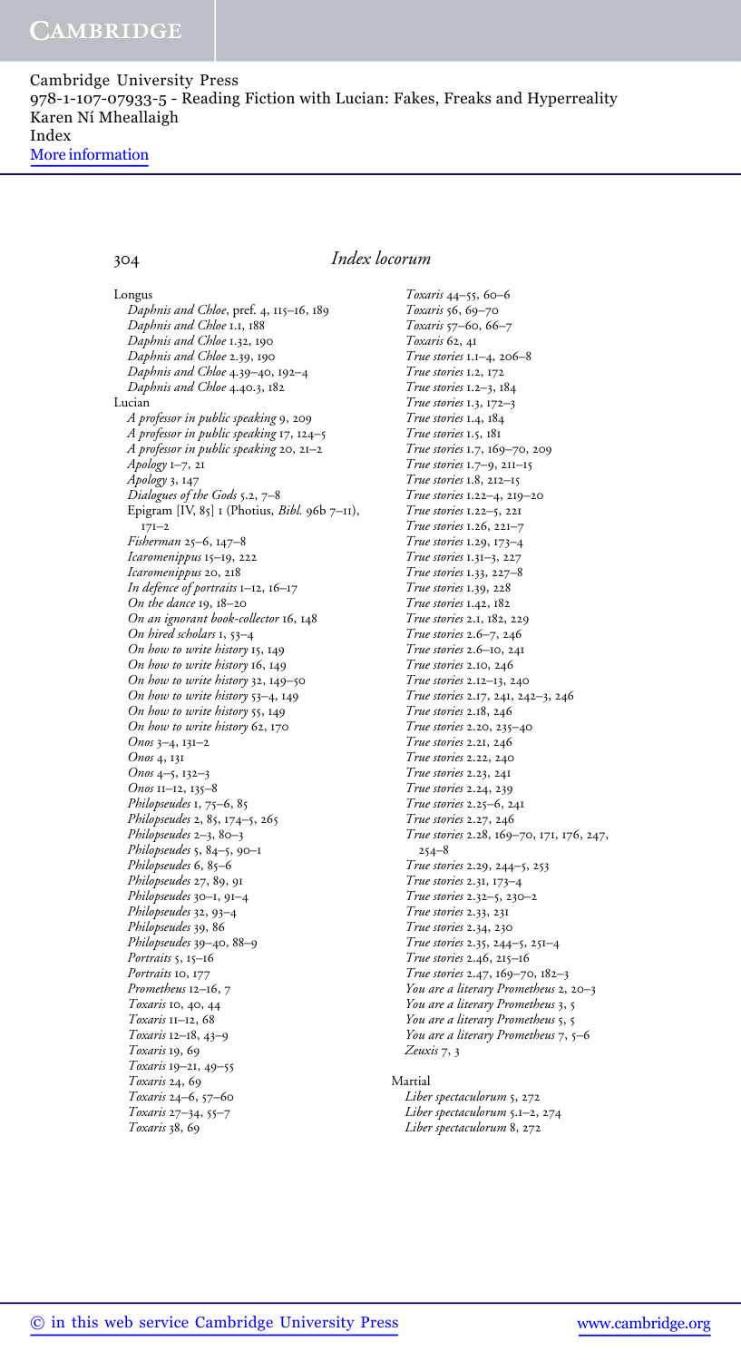Cambridge University Press
978-1-107-07933-5 - Reading Fiction with Lucian: Fakes, Freaks and Hyperreality
Karen Ní Mheallaigh
Index
More information

## Index locorum

Longus
- *Daphnis and Chloe*, pref. 4, 115–16, 189
- *Daphnis and Chloe* 1.1, 188
- *Daphnis and Chloe* 1.32, 190
- *Daphnis and Chloe* 2.39, 190
- *Daphnis and Chloe* 4.39–40, 192–4
- *Daphnis and Chloe* 4.40.3, 182

Lucian
- *A professor in public speaking* 9, 209
- *A professor in public speaking* 17, 124–5
- *A professor in public speaking* 20, 21–2
- *Apology* 1–7, 21
- *Apology* 3, 147
- *Dialogues of the Gods* 5.2, 7–8
- Epigram [IV, 85] 1 (Photius, *Bibl.* 96b 7–11), 171–2
- *Fisherman* 25–6, 147–8
- *Icaromenippus* 15–19, 222
- *Icaromenippus* 20, 218
- *In defence of portraits* 1–12, 16–17
- *On the dance* 19, 18–20
- *On an ignorant book-collector* 16, 148
- *On hired scholars* 1, 53–4
- *On how to write history* 15, 149
- *On how to write history* 16, 149
- *On how to write history* 32, 149–50
- *On how to write history* 53–4, 149
- *On how to write history* 55, 149
- *On how to write history* 62, 170
- *Onos* 3–4, 131–2
- *Onos* 4, 131
- *Onos* 4–5, 132–3
- *Onos* 11–12, 135–8
- *Philopseudes* 1, 75–6, 85
- *Philopseudes* 2, 85, 174–5, 265
- *Philopseudes* 2–3, 80–3
- *Philopseudes* 5, 84–5, 90–1
- *Philopseudes* 6, 85–6
- *Philopseudes* 27, 89, 91
- *Philopseudes* 30–1, 91–4
- *Philopseudes* 32, 93–4
- *Philopseudes* 39, 86
- *Philopseudes* 39–40, 88–9
- *Portraits* 5, 15–16
- *Portraits* 10, 177
- *Prometheus* 12–16, 7
- *Toxaris* 10, 40, 44
- *Toxaris* 11–12, 68
- *Toxaris* 12–18, 43–9
- *Toxaris* 19, 69
- *Toxaris* 19–21, 49–55
- *Toxaris* 24, 69
- *Toxaris* 24–6, 57–60
- *Toxaris* 27–34, 55–7
- *Toxaris* 38, 69
- *Toxaris* 44–55, 60–6
- *Toxaris* 56, 69–70
- *Toxaris* 57–60, 66–7
- *Toxaris* 62, 41
- *True stories* 1.1–4, 206–8
- *True stories* 1.2, 172
- *True stories* 1.2–3, 184
- *True stories* 1.3, 172–3
- *True stories* 1.4, 184
- *True stories* 1.5, 181
- *True stories* 1.7, 169–70, 209
- *True stories* 1.7–9, 211–15
- *True stories* 1.8, 212–15
- *True stories* 1.22–4, 219–20
- *True stories* 1.22–5, 221
- *True stories* 1.26, 221–7
- *True stories* 1.29, 173–4
- *True stories* 1.31–3, 227
- *True stories* 1.33, 227–8
- *True stories* 1.39, 228
- *True stories* 1.42, 182
- *True stories* 2.1, 182, 229
- *True stories* 2.6–7, 246
- *True stories* 2.6–10, 241
- *True stories* 2.10, 246
- *True stories* 2.12–13, 240
- *True stories* 2.17, 241, 242–3, 246
- *True stories* 2.18, 246
- *True stories* 2.20, 235–40
- *True stories* 2.21, 246
- *True stories* 2.22, 240
- *True stories* 2.23, 241
- *True stories* 2.24, 239
- *True stories* 2.25–6, 241
- *True stories* 2.27, 246
- *True stories* 2.28, 169–70, 171, 176, 247, 254–8
- *True stories* 2.29, 244–5, 253
- *True stories* 2.31, 173–4
- *True stories* 2.32–5, 230–2
- *True stories* 2.33, 231
- *True stories* 2.34, 230
- *True stories* 2.35, 244–5, 251–4
- *True stories* 2.46, 215–16
- *True stories* 2.47, 169–70, 182–3
- *You are a literary Prometheus* 2, 20–3
- *You are a literary Prometheus* 3, 5
- *You are a literary Prometheus* 5, 5
- *You are a literary Prometheus* 7, 5–6
- *Zeuxis* 7, 3

Martial
- *Liber spectaculorum* 5, 272
- *Liber spectaculorum* 5.1–2, 274
- *Liber spectaculorum* 8, 272

© in this web service Cambridge University Press www.cambridge.org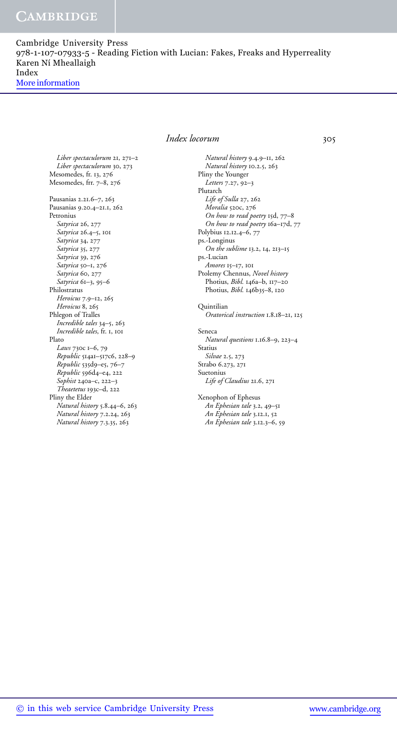*Liber spectaculorum* 21, 271–2
*Liber spectaculorum* 30, 273
Mesomedes, fr. 13, 276
Mesomedes, frr. 7–8, 276

Pausanias 2.21.6–7, 263
Pausanias 9.20.4–21.1, 262
Petronius
*Satyrica* 26, 277
*Satyrica* 26.4–5, 101
*Satyrica* 34, 277
*Satyrica* 35, 277
*Satyrica* 39, 276
*Satyrica* 50–1, 276
*Satyrica* 60, 277
*Satyrica* 61–3, 95–6
Philostratus
*Heroicus* 7.9–12, 265
*Heroicus* 8, 265
Phlegon of Tralles
*Incredible tales* 34–5, 263
*Incredible tales*, fr. 1, 101
Plato
*Laws* 730c 1–6, 79
*Republic* 514a1–517c6, 228–9
*Republic* 535d9–e5, 76–7
*Republic* 596d4–e4, 222
*Sophist* 240a–c, 222–3
*Theaetetus* 193c–d, 222
Pliny the Elder
*Natural history* 5.8.44–6, 263
*Natural history* 7.2.24, 263
*Natural history* 7.3.35, 263
*Natural history* 9.4.9–11, 262
*Natural history* 10.2.5, 263
Pliny the Younger
*Letters* 7.27, 92–3
Plutarch
*Life of Sulla* 27, 262
*Moralia* 520c, 276
*On how to read poetry* 15d, 77–8
*On how to read poetry* 16a–17d, 77
Polybius 12.12.4–6, 77
ps.-Longinus
*On the sublime* 13.2, 14, 213–15
ps.-Lucian
*Amores* 15–17, 101
Ptolemy Chennus, *Novel history*
Photius, *Bibl.* 146a–b, 117–20
Photius, *Bibl.* 146b35–8, 120

Quintilian
*Oratorical instruction* 1.8.18–21, 125

Seneca
*Natural questions* 1.16.8–9, 223–4
Statius
*Silvae* 2.5, 273
Strabo 6.273, 271
Suetonius
*Life of Claudius* 21.6, 271

Xenophon of Ephesus
*An Ephesian tale* 3.2, 49–51
*An Ephesian tale* 3.12.1, 52
*An Ephesian tale* 3.12.3–6, 59